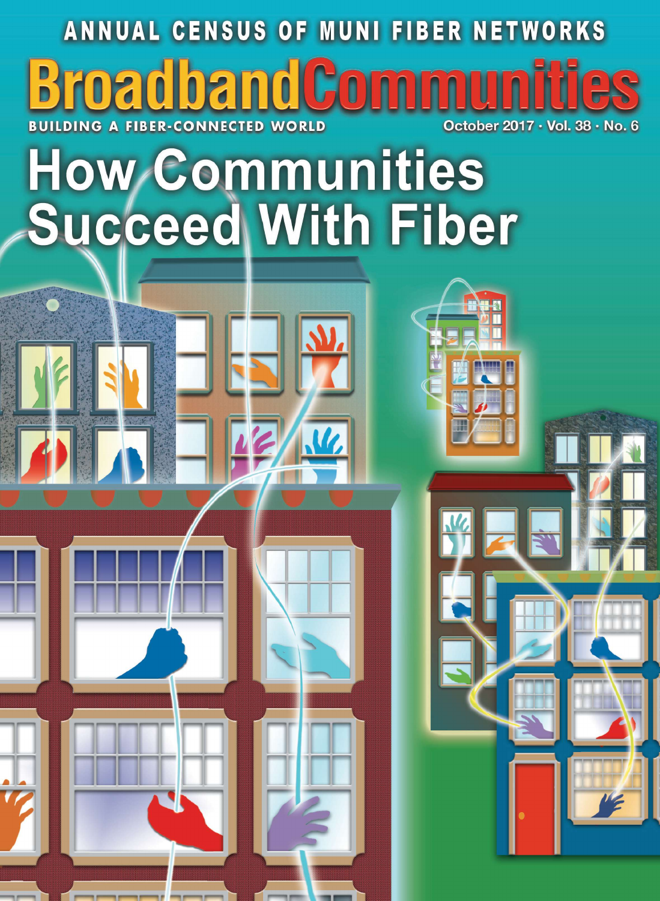ANNUAL CENSUS OF MUNI FIBER NETWORKS

# BroadbandCommunities

BUILDING A FIBER-CONNECTED WORLD

October 2017 · Vol. 38 · No. 6

# How Communities Succeed With Fiber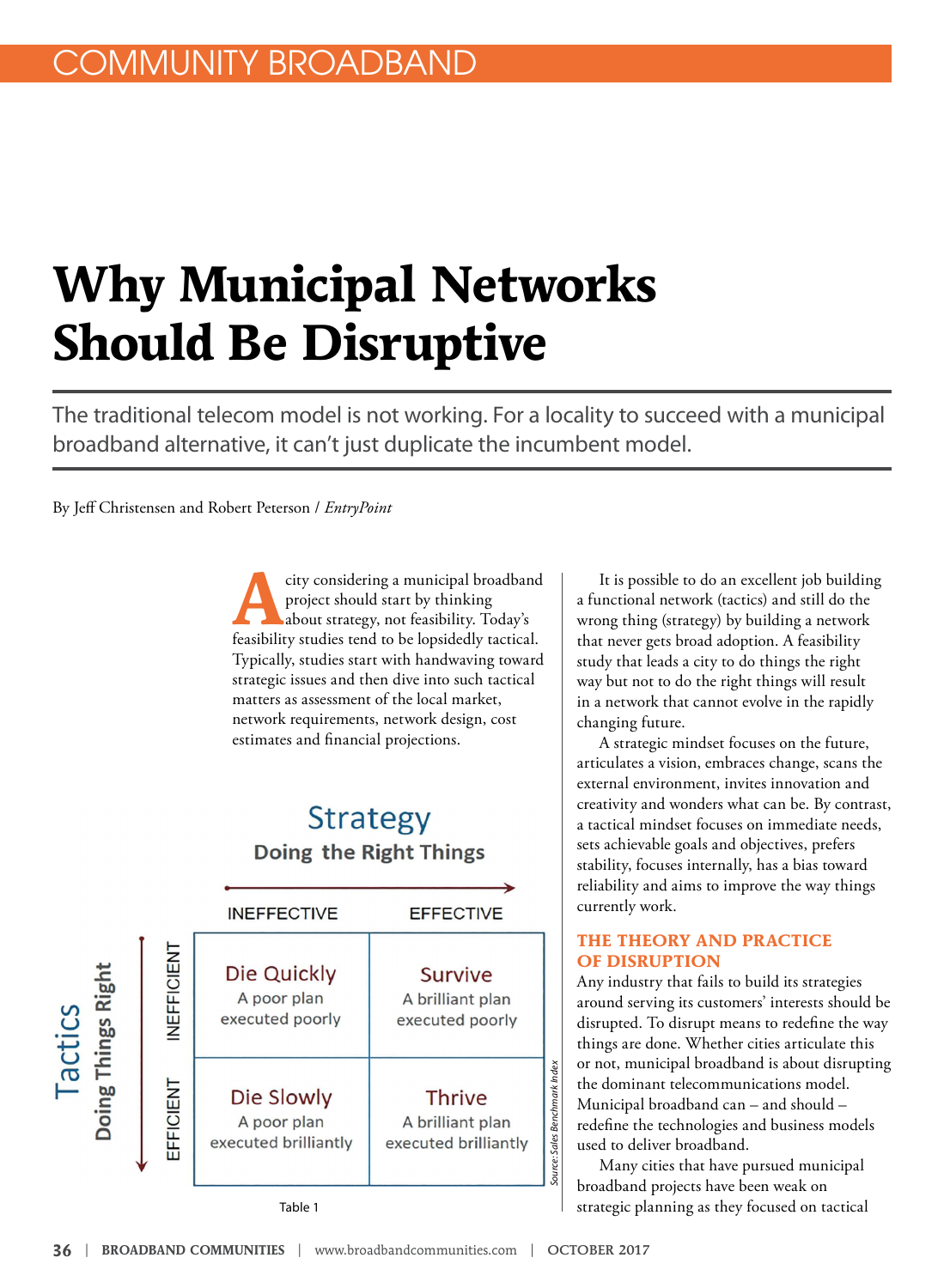COMMUNITY BROADBAND

# Why Municipal Networks Should Be Disruptive

The traditional telecom model is not working. For a locality to succeed with a municipal broadband alternative, it can't just duplicate the incumbent model.

By Jeff Christensen and Robert Peterson / *EntryPoint*

A city considering a municipal broadband project should start by thinking about strategy, not feasibility. Today's feasibility studies tend to be lopsidedly tactical. Typically, studies start with handwaving toward strategic issues and then dive into such tactical matters as assessment of the local market, network requirements, network design, cost estimates and financial projections.

**Strategy** — Doing the Right Things

**Tactics** — Doing Things Right

| | INEFFECTIVE | EFFECTIVE |
|---|---|---|
| INEFFICIENT | **Die Quickly** A poor plan executed poorly | **Survive** A brilliant plan executed poorly |
| EFFICIENT | **Die Slowly** A poor plan executed brilliantly | **Thrive** A brilliant plan executed brilliantly |

*Source: Sales Benchmark Index*

Table 1

It is possible to do an excellent job building a functional network (tactics) and still do the wrong thing (strategy) by building a network that never gets broad adoption. A feasibility study that leads a city to do things the right way but not to do the right things will result in a network that cannot evolve in the rapidly changing future.

A strategic mindset focuses on the future, articulates a vision, embraces change, scans the external environment, invites innovation and creativity and wonders what can be. By contrast, a tactical mindset focuses on immediate needs, sets achievable goals and objectives, prefers stability, focuses internally, has a bias toward reliability and aims to improve the way things currently work.

## THE THEORY AND PRACTICE OF DISRUPTION

Any industry that fails to build its strategies around serving its customers' interests should be disrupted. To disrupt means to redefine the way things are done. Whether cities articulate this or not, municipal broadband is about disrupting the dominant telecommunications model. Municipal broadband can – and should – redefine the technologies and business models used to deliver broadband.

Many cities that have pursued municipal broadband projects have been weak on strategic planning as they focused on tactical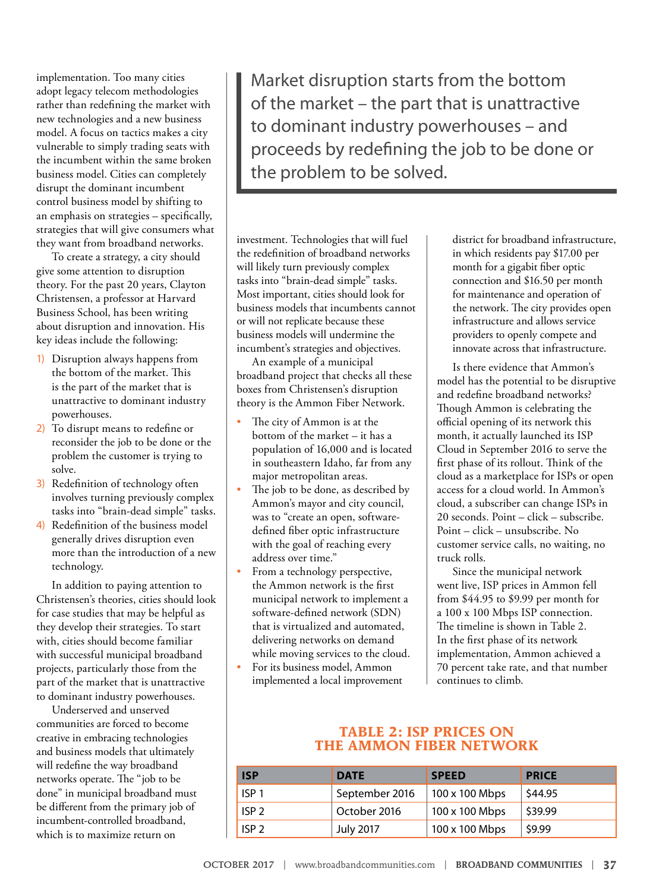implementation. Too many cities adopt legacy telecom methodologies rather than redefining the market with new technologies and a new business model. A focus on tactics makes a city vulnerable to simply trading seats with the incumbent within the same broken business model. Cities can completely disrupt the dominant incumbent control business model by shifting to an emphasis on strategies – specifically, strategies that will give consumers what they want from broadband networks.

To create a strategy, a city should give some attention to disruption theory. For the past 20 years, Clayton Christensen, a professor at Harvard Business School, has been writing about disruption and innovation. His key ideas include the following:

1) Disruption always happens from the bottom of the market. This is the part of the market that is unattractive to dominant industry powerhouses.
2) To disrupt means to redefine or reconsider the job to be done or the problem the customer is trying to solve.
3) Redefinition of technology often involves turning previously complex tasks into "brain-dead simple" tasks.
4) Redefinition of the business model generally drives disruption even more than the introduction of a new technology.

In addition to paying attention to Christensen's theories, cities should look for case studies that may be helpful as they develop their strategies. To start with, cities should become familiar with successful municipal broadband projects, particularly those from the part of the market that is unattractive to dominant industry powerhouses.

Underserved and unserved communities are forced to become creative in embracing technologies and business models that ultimately will redefine the way broadband networks operate. The "job to be done" in municipal broadband must be different from the primary job of incumbent-controlled broadband, which is to maximize return on investment. Technologies that will fuel the redefinition of broadband networks will likely turn previously complex tasks into "brain-dead simple" tasks. Most important, cities should look for business models that incumbents cannot or will not replicate because these business models will undermine the incumbent's strategies and objectives.

> Market disruption starts from the bottom of the market – the part that is unattractive to dominant industry powerhouses – and proceeds by redefining the job to be done or the problem to be solved.

An example of a municipal broadband project that checks all these boxes from Christensen's disruption theory is the Ammon Fiber Network.

- The city of Ammon is at the bottom of the market – it has a population of 16,000 and is located in southeastern Idaho, far from any major metropolitan areas.
- The job to be done, as described by Ammon's mayor and city council, was to "create an open, software-defined fiber optic infrastructure with the goal of reaching every address over time."
- From a technology perspective, the Ammon network is the first municipal network to implement a software-defined network (SDN) that is virtualized and automated, delivering networks on demand while moving services to the cloud.
- For its business model, Ammon implemented a local improvement district for broadband infrastructure, in which residents pay $17.00 per month for a gigabit fiber optic connection and $16.50 per month for maintenance and operation of the network. The city provides open infrastructure and allows service providers to openly compete and innovate across that infrastructure.

Is there evidence that Ammon's model has the potential to be disruptive and redefine broadband networks? Though Ammon is celebrating the official opening of its network this month, it actually launched its ISP Cloud in September 2016 to serve the first phase of its rollout. Think of the cloud as a marketplace for ISPs or open access for a cloud world. In Ammon's cloud, a subscriber can change ISPs in 20 seconds. Point – click – subscribe. Point – click – unsubscribe. No customer service calls, no waiting, no truck rolls.

Since the municipal network went live, ISP prices in Ammon fell from $44.95 to $9.99 per month for a 100 x 100 Mbps ISP connection. The timeline is shown in Table 2. In the first phase of its network implementation, Ammon achieved a 70 percent take rate, and that number continues to climb.

## TABLE 2: ISP PRICES ON THE AMMON FIBER NETWORK

| ISP | DATE | SPEED | PRICE |
|---|---|---|---|
| ISP 1 | September 2016 | 100 x 100 Mbps | $44.95 |
| ISP 2 | October 2016 | 100 x 100 Mbps | $39.99 |
| ISP 2 | July 2017 | 100 x 100 Mbps | $9.99 |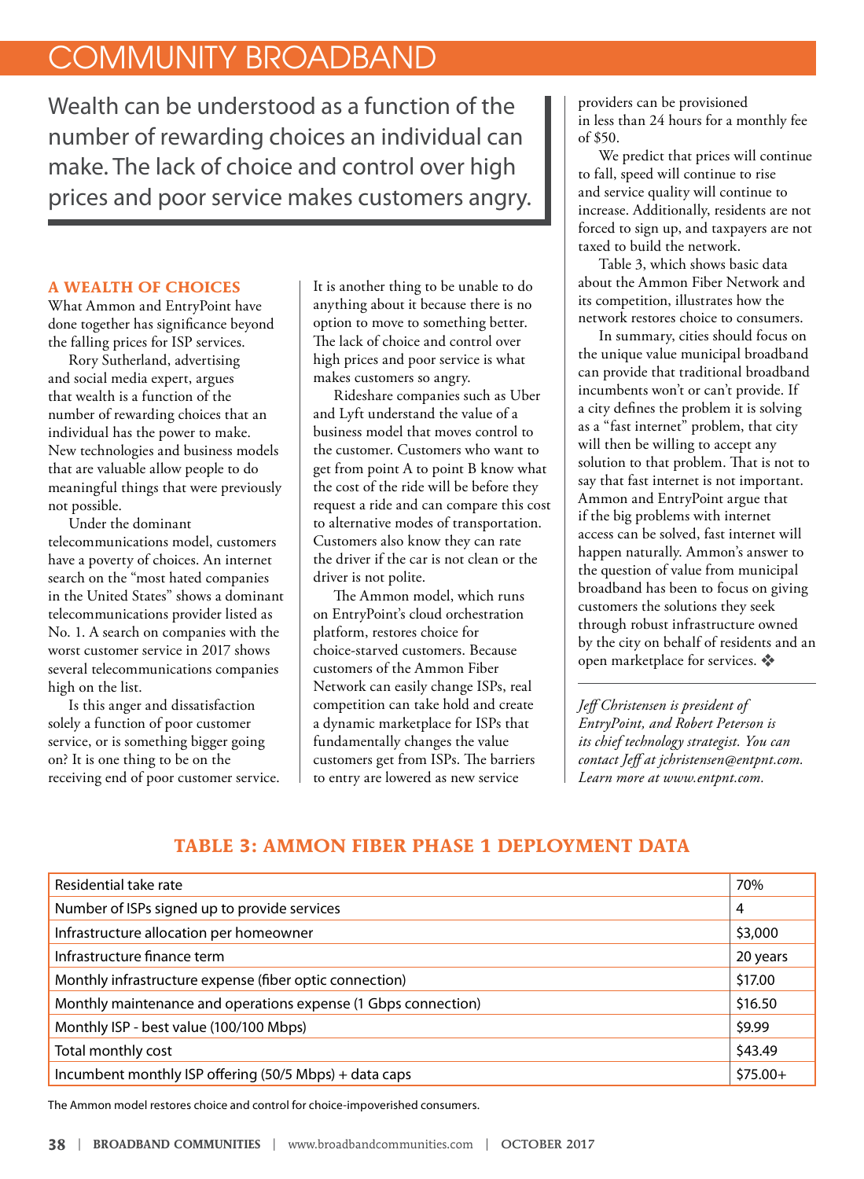# COMMUNITY BROADBAND

Wealth can be understood as a function of the number of rewarding choices an individual can make. The lack of choice and control over high prices and poor service makes customers angry.

## A WEALTH OF CHOICES

What Ammon and EntryPoint have done together has significance beyond the falling prices for ISP services.

Rory Sutherland, advertising and social media expert, argues that wealth is a function of the number of rewarding choices that an individual has the power to make. New technologies and business models that are valuable allow people to do meaningful things that were previously not possible.

Under the dominant telecommunications model, customers have a poverty of choices. An internet search on the "most hated companies in the United States" shows a dominant telecommunications provider listed as No. 1. A search on companies with the worst customer service in 2017 shows several telecommunications companies high on the list.

Is this anger and dissatisfaction solely a function of poor customer service, or is something bigger going on? It is one thing to be on the receiving end of poor customer service. It is another thing to be unable to do anything about it because there is no option to move to something better. The lack of choice and control over high prices and poor service is what makes customers so angry.

Rideshare companies such as Uber and Lyft understand the value of a business model that moves control to the customer. Customers who want to get from point A to point B know what the cost of the ride will be before they request a ride and can compare this cost to alternative modes of transportation. Customers also know they can rate the driver if the car is not clean or the driver is not polite.

The Ammon model, which runs on EntryPoint's cloud orchestration platform, restores choice for choice-starved customers. Because customers of the Ammon Fiber Network can easily change ISPs, real competition can take hold and create a dynamic marketplace for ISPs that fundamentally changes the value customers get from ISPs. The barriers to entry are lowered as new service providers can be provisioned in less than 24 hours for a monthly fee of $50.

We predict that prices will continue to fall, speed will continue to rise and service quality will continue to increase. Additionally, residents are not forced to sign up, and taxpayers are not taxed to build the network.

Table 3, which shows basic data about the Ammon Fiber Network and its competition, illustrates how the network restores choice to consumers.

In summary, cities should focus on the unique value municipal broadband can provide that traditional broadband incumbents won't or can't provide. If a city defines the problem it is solving as a "fast internet" problem, that city will then be willing to accept any solution to that problem. That is not to say that fast internet is not important. Ammon and EntryPoint argue that if the big problems with internet access can be solved, fast internet will happen naturally. Ammon's answer to the question of value from municipal broadband has been to focus on giving customers the solutions they seek through robust infrastructure owned by the city on behalf of residents and an open marketplace for services. ❖

*Jeff Christensen is president of EntryPoint, and Robert Peterson is its chief technology strategist. You can contact Jeff at jchristensen@entpnt.com. Learn more at www.entpnt.com.*

### TABLE 3: AMMON FIBER PHASE 1 DEPLOYMENT DATA

| | |
|---|---|
| Residential take rate | 70% |
| Number of ISPs signed up to provide services | 4 |
| Infrastructure allocation per homeowner | $3,000 |
| Infrastructure finance term | 20 years |
| Monthly infrastructure expense (fiber optic connection) | $17.00 |
| Monthly maintenance and operations expense (1 Gbps connection) | $16.50 |
| Monthly ISP - best value (100/100 Mbps) | $9.99 |
| Total monthly cost | $43.49 |
| Incumbent monthly ISP offering (50/5 Mbps) + data caps | $75.00+ |

The Ammon model restores choice and control for choice-impoverished consumers.